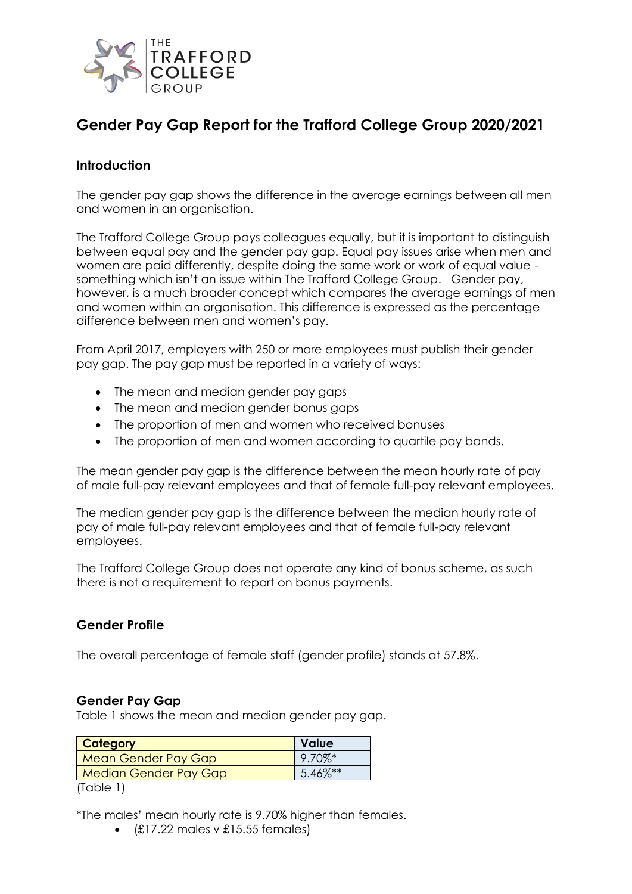# Gender Pay Gap Report for the Trafford College Group 2020/2021

## Introduction

The gender pay gap shows the difference in the average earnings between all men and women in an organisation.

The Trafford College Group pays colleagues equally, but it is important to distinguish between equal pay and the gender pay gap. Equal pay issues arise when men and women are paid differently, despite doing the same work or work of equal value - something which isn't an issue within The Trafford College Group. Gender pay, however, is a much broader concept which compares the average earnings of men and women within an organisation. This difference is expressed as the percentage difference between men and women's pay.

From April 2017, employers with 250 or more employees must publish their gender pay gap. The pay gap must be reported in a variety of ways:

- The mean and median gender pay gaps
- The mean and median gender bonus gaps
- The proportion of men and women who received bonuses
- The proportion of men and women according to quartile pay bands.

The mean gender pay gap is the difference between the mean hourly rate of pay of male full-pay relevant employees and that of female full-pay relevant employees.

The median gender pay gap is the difference between the median hourly rate of pay of male full-pay relevant employees and that of female full-pay relevant employees.

The Trafford College Group does not operate any kind of bonus scheme, as such there is not a requirement to report on bonus payments.

## Gender Profile

The overall percentage of female staff (gender profile) stands at 57.8%.

## Gender Pay Gap

Table 1 shows the mean and median gender pay gap.

| Category | Value |
|---|---|
| Mean Gender Pay Gap | 9.70%* |
| Median Gender Pay Gap | 5.46%** |

(Table 1)

*The males' mean hourly rate is 9.70% higher than females.

- (£17.22 males v £15.55 females)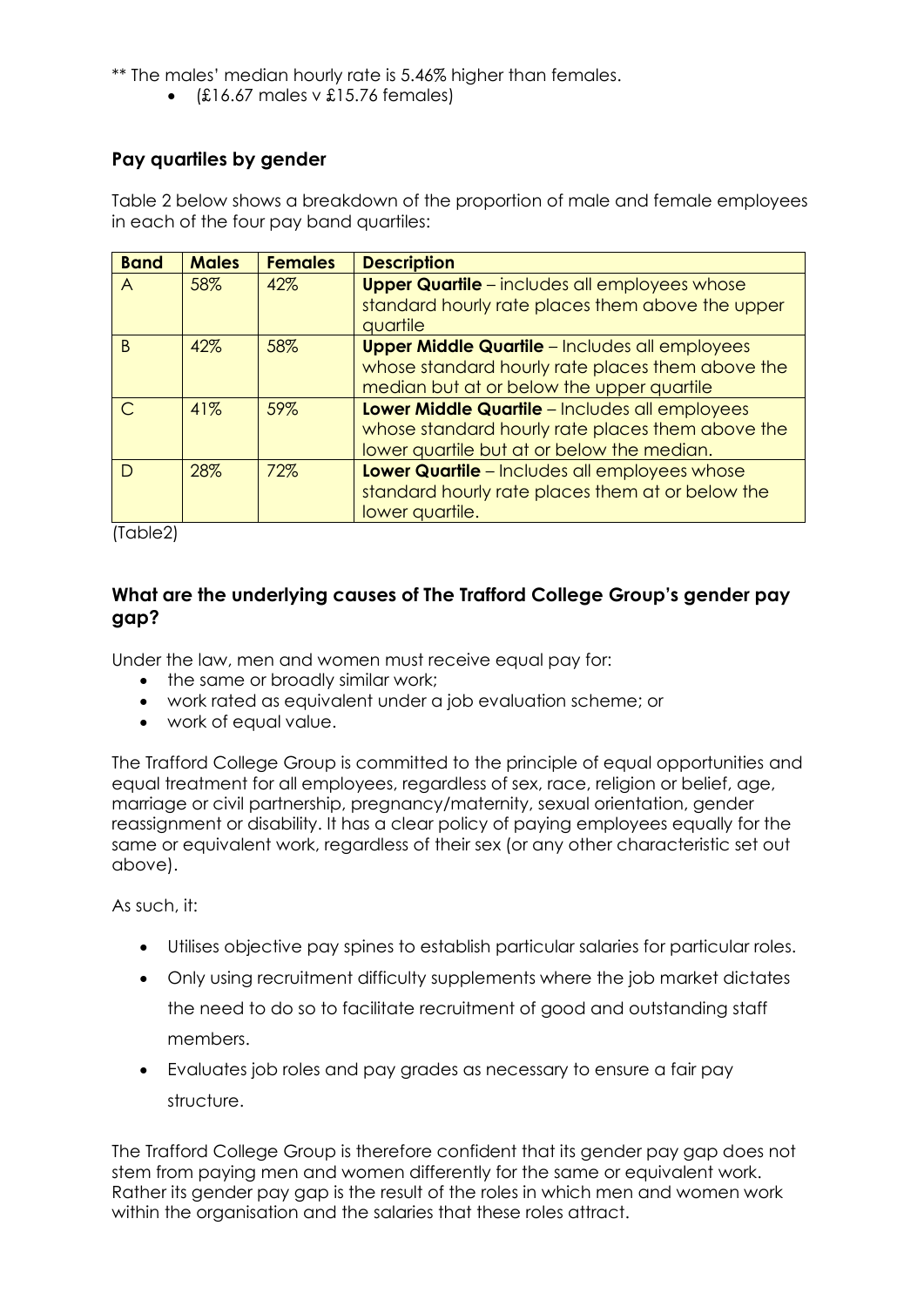** The males' median hourly rate is 5.46% higher than females.

- (£16.67 males v £15.76 females)

## Pay quartiles by gender

Table 2 below shows a breakdown of the proportion of male and female employees in each of the four pay band quartiles:

| Band | Males | Females | Description |
|---|---|---|---|
| A | 58% | 42% | **Upper Quartile** – includes all employees whose standard hourly rate places them above the upper quartile |
| B | 42% | 58% | **Upper Middle Quartile** – Includes all employees whose standard hourly rate places them above the median but at or below the upper quartile |
| C | 41% | 59% | **Lower Middle Quartile** – Includes all employees whose standard hourly rate places them above the lower quartile but at or below the median. |
| D | 28% | 72% | **Lower Quartile** – Includes all employees whose standard hourly rate places them at or below the lower quartile. |

(Table2)

## What are the underlying causes of The Trafford College Group's gender pay gap?

Under the law, men and women must receive equal pay for:

- the same or broadly similar work;
- work rated as equivalent under a job evaluation scheme; or
- work of equal value.

The Trafford College Group is committed to the principle of equal opportunities and equal treatment for all employees, regardless of sex, race, religion or belief, age, marriage or civil partnership, pregnancy/maternity, sexual orientation, gender reassignment or disability. It has a clear policy of paying employees equally for the same or equivalent work, regardless of their sex (or any other characteristic set out above).

As such, it:

- Utilises objective pay spines to establish particular salaries for particular roles.
- Only using recruitment difficulty supplements where the job market dictates the need to do so to facilitate recruitment of good and outstanding staff members.
- Evaluates job roles and pay grades as necessary to ensure a fair pay structure.

The Trafford College Group is therefore confident that its gender pay gap does not stem from paying men and women differently for the same or equivalent work. Rather its gender pay gap is the result of the roles in which men and women work within the organisation and the salaries that these roles attract.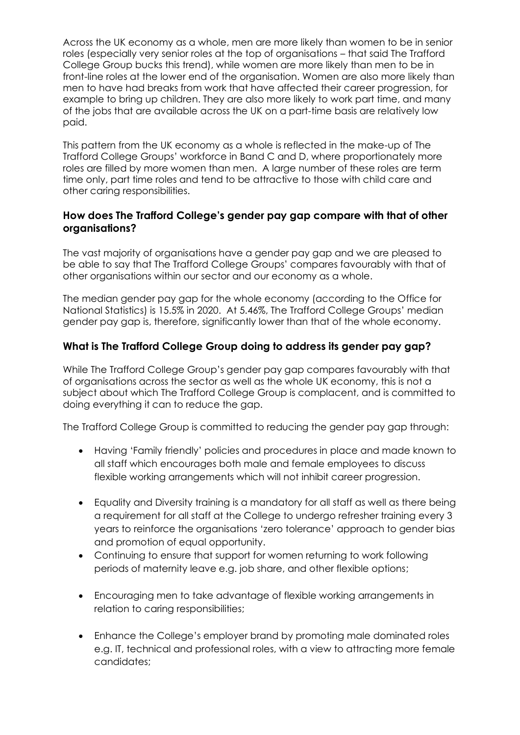Across the UK economy as a whole, men are more likely than women to be in senior roles (especially very senior roles at the top of organisations – that said The Trafford College Group bucks this trend), while women are more likely than men to be in front-line roles at the lower end of the organisation. Women are also more likely than men to have had breaks from work that have affected their career progression, for example to bring up children. They are also more likely to work part time, and many of the jobs that are available across the UK on a part-time basis are relatively low paid.

This pattern from the UK economy as a whole is reflected in the make-up of The Trafford College Groups' workforce in Band C and D, where proportionately more roles are filled by more women than men. A large number of these roles are term time only, part time roles and tend to be attractive to those with child care and other caring responsibilities.

### How does The Trafford College's gender pay gap compare with that of other organisations?

The vast majority of organisations have a gender pay gap and we are pleased to be able to say that The Trafford College Groups' compares favourably with that of other organisations within our sector and our economy as a whole.

The median gender pay gap for the whole economy (according to the Office for National Statistics) is 15.5% in 2020. At 5.46%, The Trafford College Groups' median gender pay gap is, therefore, significantly lower than that of the whole economy.

### What is The Trafford College Group doing to address its gender pay gap?

While The Trafford College Group's gender pay gap compares favourably with that of organisations across the sector as well as the whole UK economy, this is not a subject about which The Trafford College Group is complacent, and is committed to doing everything it can to reduce the gap.

The Trafford College Group is committed to reducing the gender pay gap through:

- Having 'Family friendly' policies and procedures in place and made known to all staff which encourages both male and female employees to discuss flexible working arrangements which will not inhibit career progression.
- Equality and Diversity training is a mandatory for all staff as well as there being a requirement for all staff at the College to undergo refresher training every 3 years to reinforce the organisations 'zero tolerance' approach to gender bias and promotion of equal opportunity.
- Continuing to ensure that support for women returning to work following periods of maternity leave e.g. job share, and other flexible options;
- Encouraging men to take advantage of flexible working arrangements in relation to caring responsibilities;
- Enhance the College's employer brand by promoting male dominated roles e.g. IT, technical and professional roles, with a view to attracting more female candidates;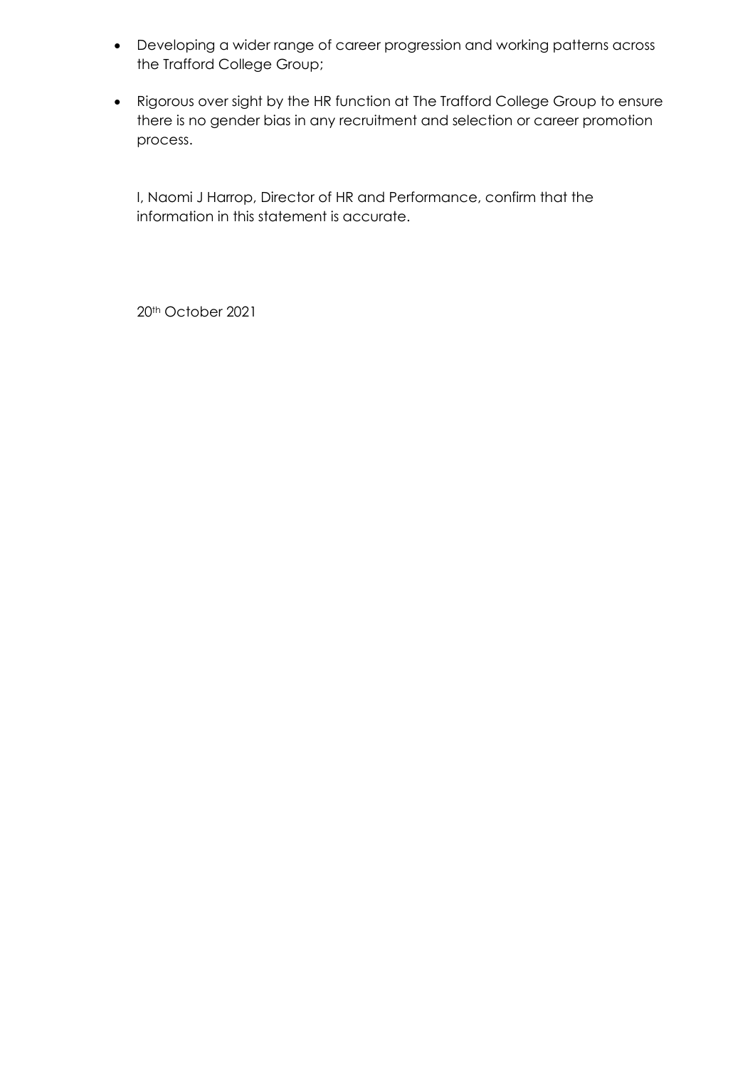- Developing a wider range of career progression and working patterns across the Trafford College Group;
- Rigorous over sight by the HR function at The Trafford College Group to ensure there is no gender bias in any recruitment and selection or career promotion process.

I, Naomi J Harrop, Director of HR and Performance, confirm that the information in this statement is accurate.

20th October 2021